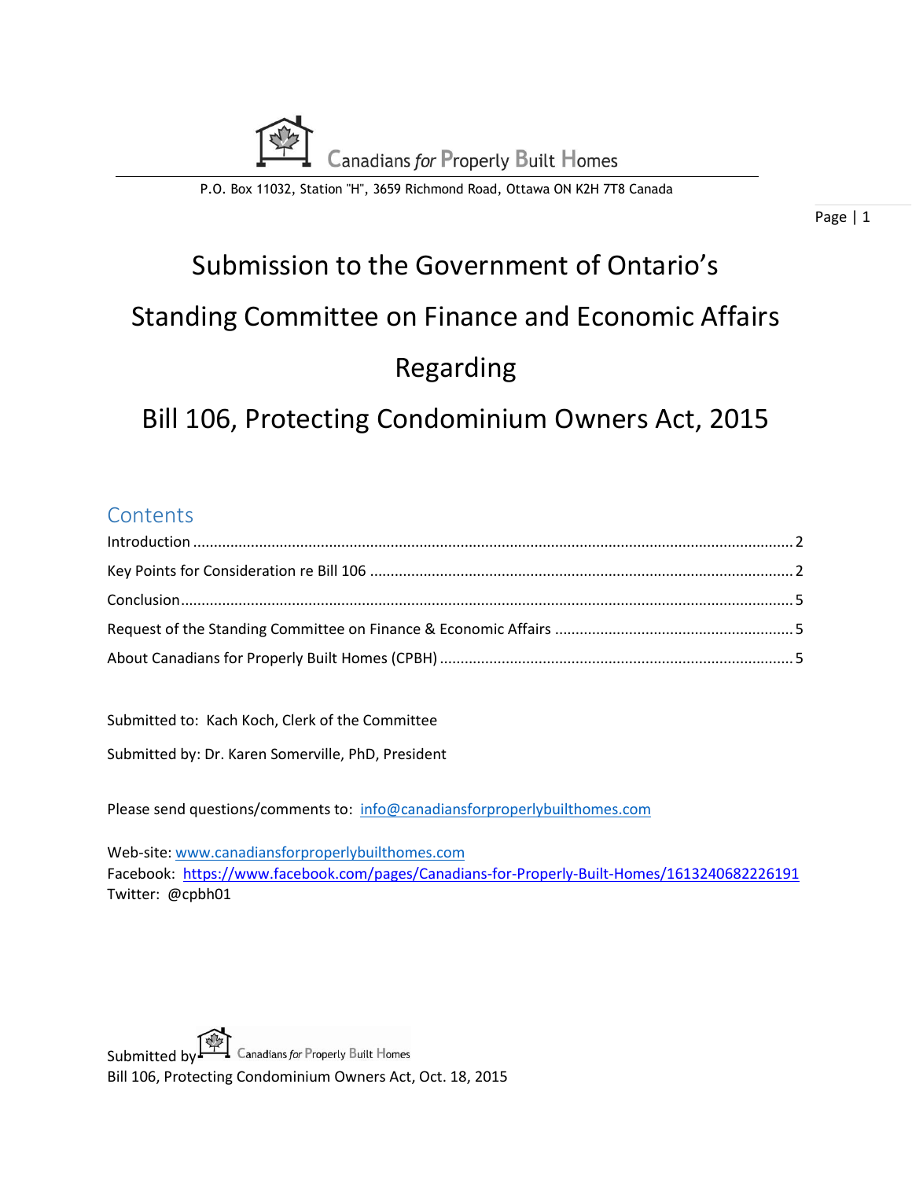Canadians *for* Properly Built Homes

P.O. Box 11032, Station "H", 3659 Richmond Road, Ottawa ON K2H 7T8 Canada

# Submission to the Government of Ontario's Standing Committee on Finance and Economic Affairs Regarding Bill 106, Protecting Condominium Owners Act, 2015

## Contents

- Introduction ..... 2
- Key Points for Consideration re Bill 106 ..... 2
- Conclusion ..... 5
- Request of the Standing Committee on Finance & Economic Affairs ..... 5
- About Canadians for Properly Built Homes (CPBH) ..... 5

Submitted to: Kach Koch, Clerk of the Committee

Submitted by: Dr. Karen Somerville, PhD, President

Please send questions/comments to: info@canadiansforproperlybuilthomes.com

Web-site: www.canadiansforproperlybuilthomes.com
Facebook: https://www.facebook.com/pages/Canadians-for-Properly-Built-Homes/1613240682226191
Twitter: @cpbh01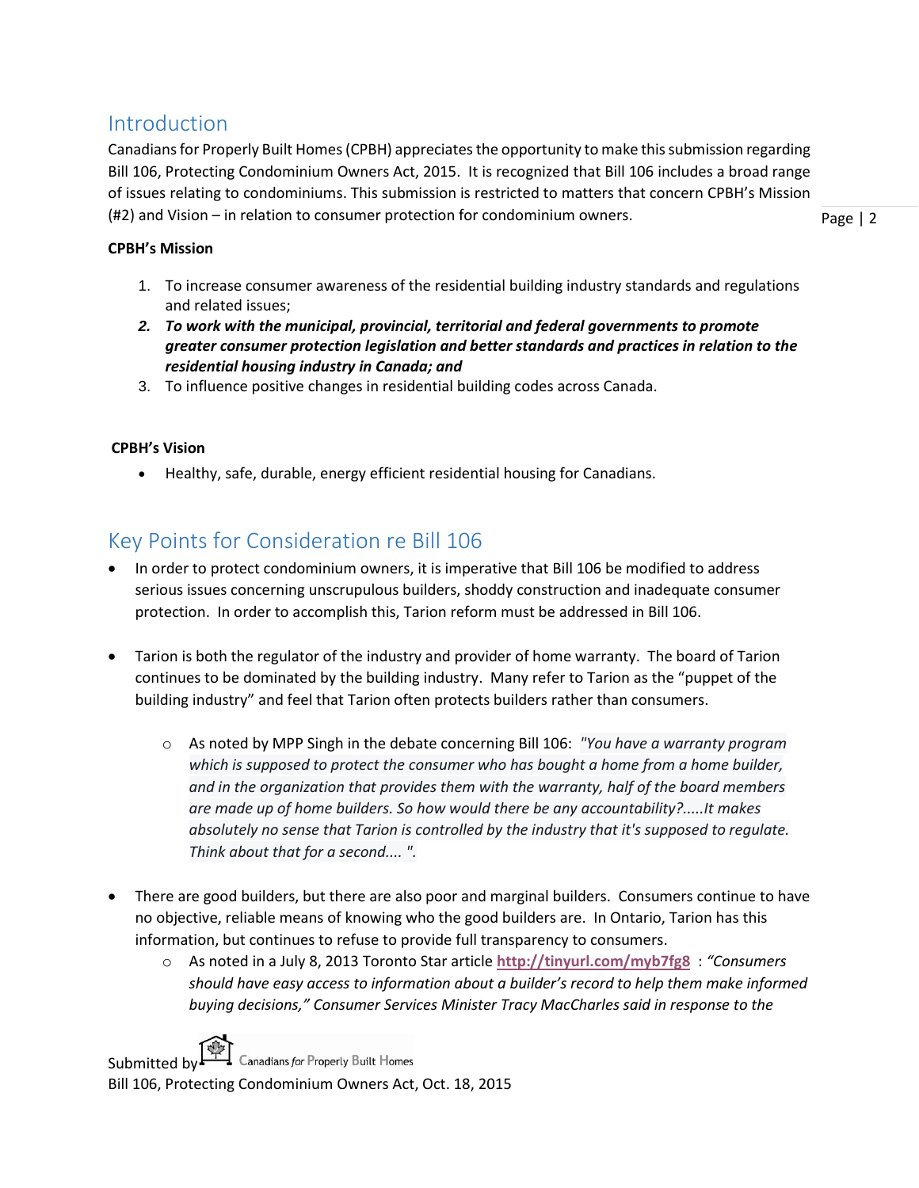## Introduction

Canadians for Properly Built Homes (CPBH) appreciates the opportunity to make this submission regarding Bill 106, Protecting Condominium Owners Act, 2015. It is recognized that Bill 106 includes a broad range of issues relating to condominiums. This submission is restricted to matters that concern CPBH's Mission (#2) and Vision – in relation to consumer protection for condominium owners.

**CPBH's Mission**

1. To increase consumer awareness of the residential building industry standards and regulations and related issues;
2. ***To work with the municipal, provincial, territorial and federal governments to promote greater consumer protection legislation and better standards and practices in relation to the residential housing industry in Canada; and***
3. To influence positive changes in residential building codes across Canada.

**CPBH's Vision**

- Healthy, safe, durable, energy efficient residential housing for Canadians.

## Key Points for Consideration re Bill 106

- In order to protect condominium owners, it is imperative that Bill 106 be modified to address serious issues concerning unscrupulous builders, shoddy construction and inadequate consumer protection. In order to accomplish this, Tarion reform must be addressed in Bill 106.

- Tarion is both the regulator of the industry and provider of home warranty. The board of Tarion continues to be dominated by the building industry. Many refer to Tarion as the "puppet of the building industry" and feel that Tarion often protects builders rather than consumers.

    - As noted by MPP Singh in the debate concerning Bill 106: *"You have a warranty program which is supposed to protect the consumer who has bought a home from a home builder, and in the organization that provides them with the warranty, half of the board members are made up of home builders. So how would there be any accountability?.....It makes absolutely no sense that Tarion is controlled by the industry that it's supposed to regulate. Think about that for a second.... ".*

- There are good builders, but there are also poor and marginal builders. Consumers continue to have no objective, reliable means of knowing who the good builders are. In Ontario, Tarion has this information, but continues to refuse to provide full transparency to consumers.
    - As noted in a July 8, 2013 Toronto Star article **http://tinyurl.com/myb7fg8** : *"Consumers should have easy access to information about a builder's record to help them make informed buying decisions," Consumer Services Minister Tracy MacCharles said in response to the*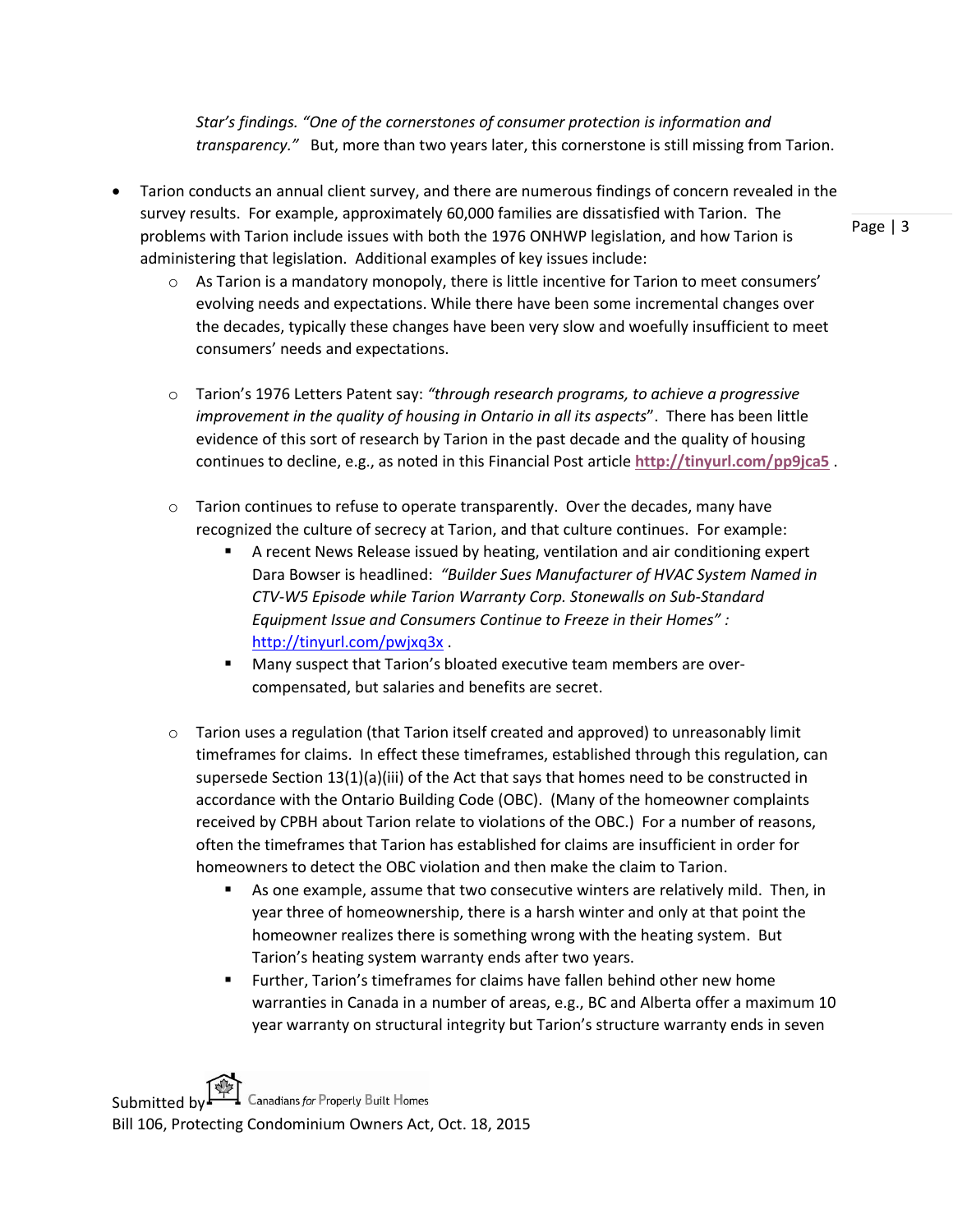*Star's findings. "One of the cornerstones of consumer protection is information and transparency."* But, more than two years later, this cornerstone is still missing from Tarion.

- Tarion conducts an annual client survey, and there are numerous findings of concern revealed in the survey results. For example, approximately 60,000 families are dissatisfied with Tarion. The problems with Tarion include issues with both the 1976 ONHWP legislation, and how Tarion is administering that legislation. Additional examples of key issues include:
  - As Tarion is a mandatory monopoly, there is little incentive for Tarion to meet consumers' evolving needs and expectations. While there have been some incremental changes over the decades, typically these changes have been very slow and woefully insufficient to meet consumers' needs and expectations.

  - Tarion's 1976 Letters Patent say: *"through research programs, to achieve a progressive improvement in the quality of housing in Ontario in all its aspects*". There has been little evidence of this sort of research by Tarion in the past decade and the quality of housing continues to decline, e.g., as noted in this Financial Post article **http://tinyurl.com/pp9jca5** .

  - Tarion continues to refuse to operate transparently. Over the decades, many have recognized the culture of secrecy at Tarion, and that culture continues. For example:
    - A recent News Release issued by heating, ventilation and air conditioning expert Dara Bowser is headlined: *"Builder Sues Manufacturer of HVAC System Named in CTV-W5 Episode while Tarion Warranty Corp. Stonewalls on Sub-Standard Equipment Issue and Consumers Continue to Freeze in their Homes" :* http://tinyurl.com/pwjxq3x .
    - Many suspect that Tarion's bloated executive team members are over-compensated, but salaries and benefits are secret.

  - Tarion uses a regulation (that Tarion itself created and approved) to unreasonably limit timeframes for claims. In effect these timeframes, established through this regulation, can supersede Section 13(1)(a)(iii) of the Act that says that homes need to be constructed in accordance with the Ontario Building Code (OBC). (Many of the homeowner complaints received by CPBH about Tarion relate to violations of the OBC.) For a number of reasons, often the timeframes that Tarion has established for claims are insufficient in order for homeowners to detect the OBC violation and then make the claim to Tarion.
    - As one example, assume that two consecutive winters are relatively mild. Then, in year three of homeownership, there is a harsh winter and only at that point the homeowner realizes there is something wrong with the heating system. But Tarion's heating system warranty ends after two years.
    - Further, Tarion's timeframes for claims have fallen behind other new home warranties in Canada in a number of areas, e.g., BC and Alberta offer a maximum 10 year warranty on structural integrity but Tarion's structure warranty ends in seven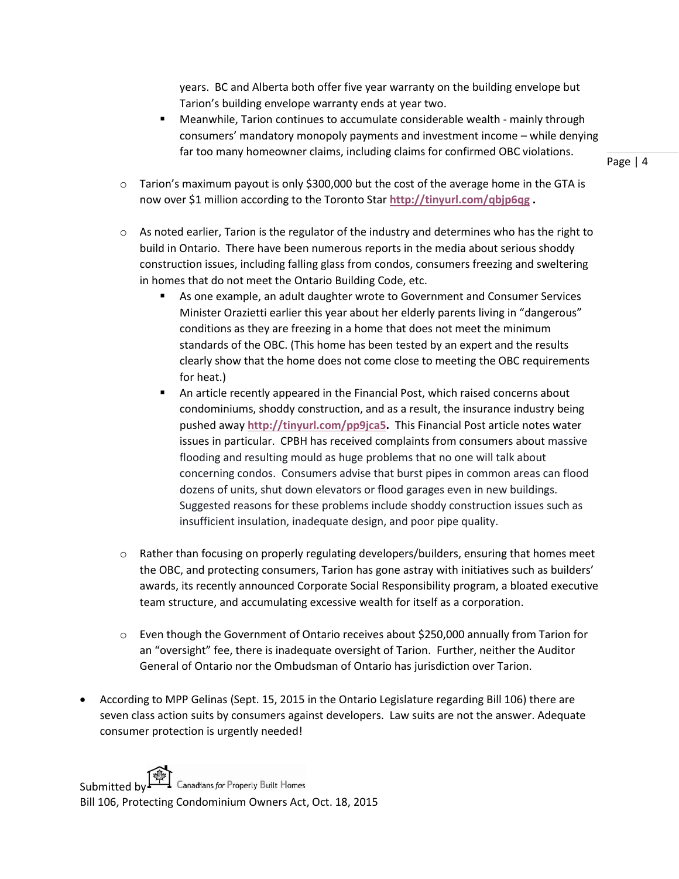years. BC and Alberta both offer five year warranty on the building envelope but Tarion's building envelope warranty ends at year two.

        - Meanwhile, Tarion continues to accumulate considerable wealth - mainly through consumers' mandatory monopoly payments and investment income – while denying far too many homeowner claims, including claims for confirmed OBC violations.

    - Tarion's maximum payout is only $300,000 but the cost of the average home in the GTA is now over $1 million according to the Toronto Star **http://tinyurl.com/qbjp6qg** .

    - As noted earlier, Tarion is the regulator of the industry and determines who has the right to build in Ontario. There have been numerous reports in the media about serious shoddy construction issues, including falling glass from condos, consumers freezing and sweltering in homes that do not meet the Ontario Building Code, etc.
        - As one example, an adult daughter wrote to Government and Consumer Services Minister Orazietti earlier this year about her elderly parents living in "dangerous" conditions as they are freezing in a home that does not meet the minimum standards of the OBC. (This home has been tested by an expert and the results clearly show that the home does not come close to meeting the OBC requirements for heat.)
        - An article recently appeared in the Financial Post, which raised concerns about condominiums, shoddy construction, and as a result, the insurance industry being pushed away **http://tinyurl.com/pp9jca5.** This Financial Post article notes water issues in particular. CPBH has received complaints from consumers about massive flooding and resulting mould as huge problems that no one will talk about concerning condos. Consumers advise that burst pipes in common areas can flood dozens of units, shut down elevators or flood garages even in new buildings. Suggested reasons for these problems include shoddy construction issues such as insufficient insulation, inadequate design, and poor pipe quality.

    - Rather than focusing on properly regulating developers/builders, ensuring that homes meet the OBC, and protecting consumers, Tarion has gone astray with initiatives such as builders' awards, its recently announced Corporate Social Responsibility program, a bloated executive team structure, and accumulating excessive wealth for itself as a corporation.

    - Even though the Government of Ontario receives about $250,000 annually from Tarion for an "oversight" fee, there is inadequate oversight of Tarion. Further, neither the Auditor General of Ontario nor the Ombudsman of Ontario has jurisdiction over Tarion.

- According to MPP Gelinas (Sept. 15, 2015 in the Ontario Legislature regarding Bill 106) there are seven class action suits by consumers against developers. Law suits are not the answer. Adequate consumer protection is urgently needed!

Submitted by Canadians *for* Properly Built Homes
Bill 106, Protecting Condominium Owners Act, Oct. 18, 2015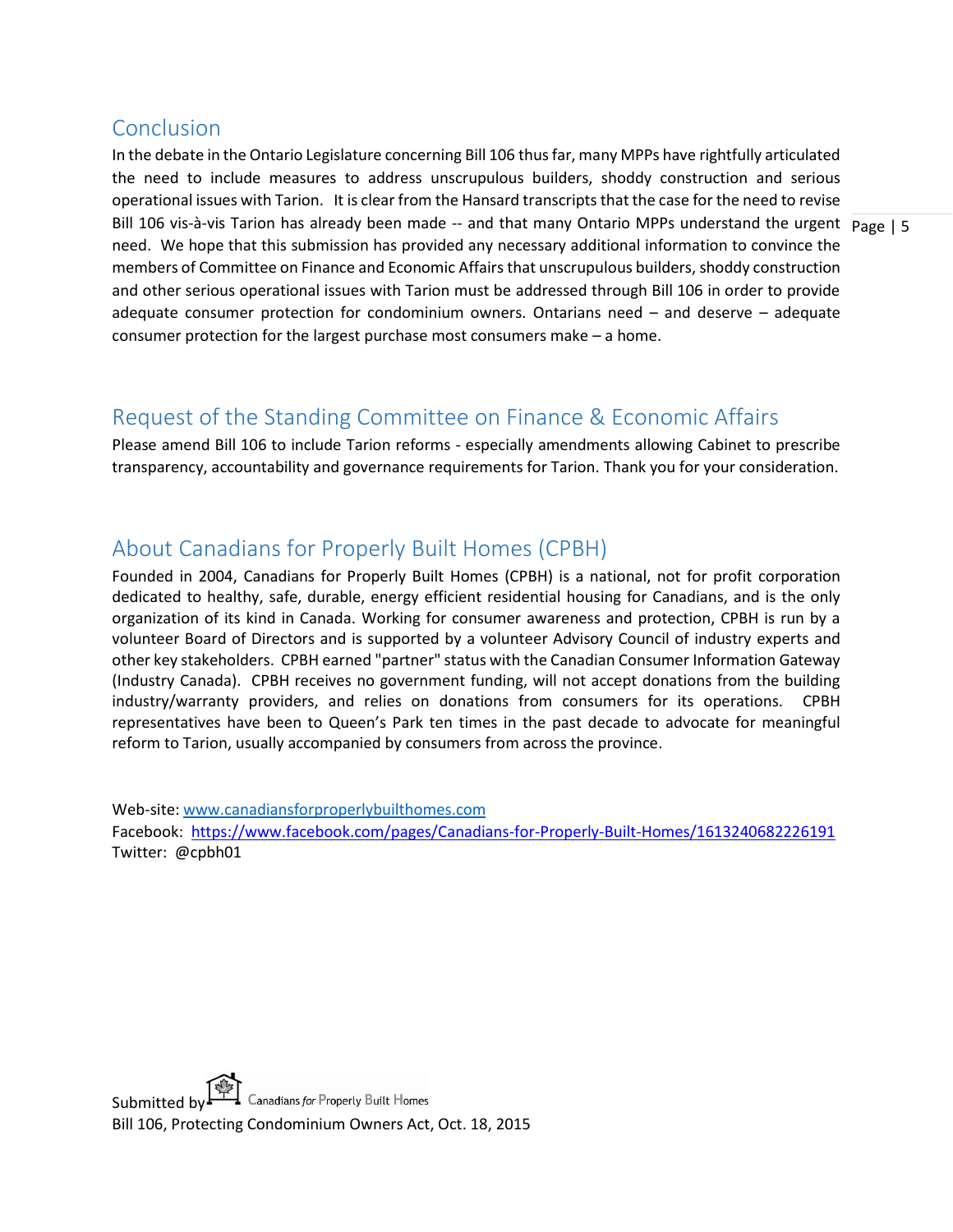## Conclusion

In the debate in the Ontario Legislature concerning Bill 106 thus far, many MPPs have rightfully articulated the need to include measures to address unscrupulous builders, shoddy construction and serious operational issues with Tarion. It is clear from the Hansard transcripts that the case for the need to revise Bill 106 vis-à-vis Tarion has already been made -- and that many Ontario MPPs understand the urgent need. We hope that this submission has provided any necessary additional information to convince the members of Committee on Finance and Economic Affairs that unscrupulous builders, shoddy construction and other serious operational issues with Tarion must be addressed through Bill 106 in order to provide adequate consumer protection for condominium owners. Ontarians need – and deserve – adequate consumer protection for the largest purchase most consumers make – a home.

## Request of the Standing Committee on Finance & Economic Affairs

Please amend Bill 106 to include Tarion reforms - especially amendments allowing Cabinet to prescribe transparency, accountability and governance requirements for Tarion. Thank you for your consideration.

## About Canadians for Properly Built Homes (CPBH)

Founded in 2004, Canadians for Properly Built Homes (CPBH) is a national, not for profit corporation dedicated to healthy, safe, durable, energy efficient residential housing for Canadians, and is the only organization of its kind in Canada. Working for consumer awareness and protection, CPBH is run by a volunteer Board of Directors and is supported by a volunteer Advisory Council of industry experts and other key stakeholders. CPBH earned "partner" status with the Canadian Consumer Information Gateway (Industry Canada). CPBH receives no government funding, will not accept donations from the building industry/warranty providers, and relies on donations from consumers for its operations. CPBH representatives have been to Queen's Park ten times in the past decade to advocate for meaningful reform to Tarion, usually accompanied by consumers from across the province.

Web-site: www.canadiansforproperlybuilthomes.com
Facebook: https://www.facebook.com/pages/Canadians-for-Properly-Built-Homes/1613240682226191
Twitter: @cpbh01

Submitted by Canadians *for* Properly Built Homes
Bill 106, Protecting Condominium Owners Act, Oct. 18, 2015